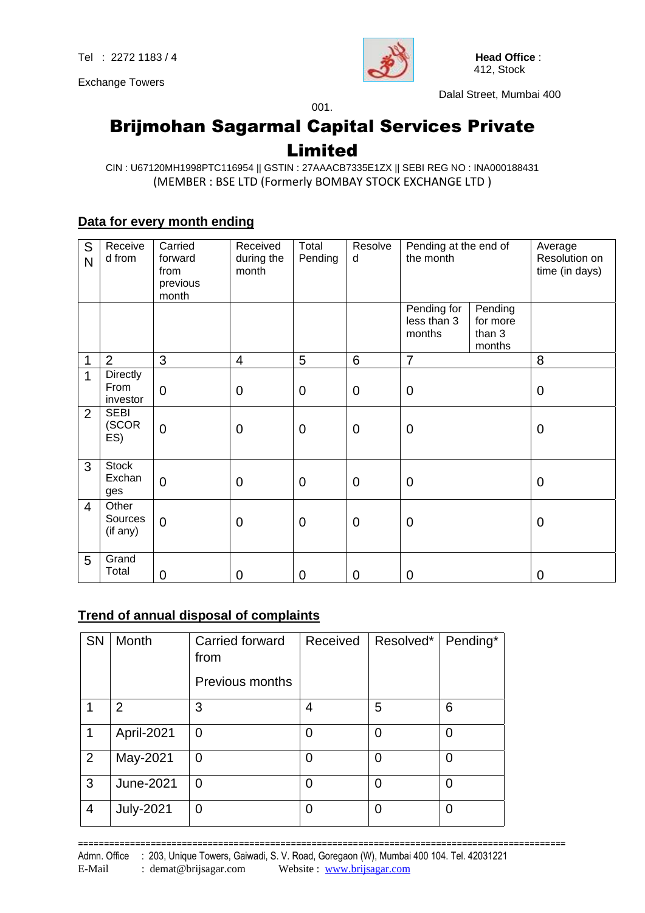Tel : 2272 1183 / 4

Exchange Towers

**Head Office** : 412, Stock

Dalal Street, Mumbai 400 001.

# Brijmohan Sagarmal Capital Services Private Limited

CIN : U67120MH1998PTC116954 || GSTIN : 27AAACB7335E1ZX || SEBI REG NO : INA000188431

(MEMBER : BSE LTD (Formerly BOMBAY STOCK EXCHANGE LTD )

## Data for every month ending

| SN | Received from | Carried forward from previous month | Received during the month | Total Pending | Resolved | Pending at the end of the month | | Average Resolution on time (in days) |
|---|---|---|---|---|---|---|---|---|
| | | | | | | Pending for less than 3 months | Pending for more than 3 months | |
| 1 | 2 | 3 | 4 | 5 | 6 | 7 | | 8 |
| 1 | Directly From investor | 0 | 0 | 0 | 0 | 0 | | 0 |
| 2 | SEBI (SCORES) | 0 | 0 | 0 | 0 | 0 | | 0 |
| 3 | Stock Exchanges | 0 | 0 | 0 | 0 | 0 | | 0 |
| 4 | Other Sources (if any) | 0 | 0 | 0 | 0 | 0 | | 0 |
| 5 | Grand Total | 0 | 0 | 0 | 0 | 0 | | 0 |

## Trend of annual disposal of complaints

| SN | Month | Carried forward from Previous months | Received | Resolved* | Pending* |
|---|---|---|---|---|---|
| 1 | 2 | 3 | 4 | 5 | 6 |
| 1 | April-2021 | 0 | 0 | 0 | 0 |
| 2 | May-2021 | 0 | 0 | 0 | 0 |
| 3 | June-2021 | 0 | 0 | 0 | 0 |
| 4 | July-2021 | 0 | 0 | 0 | 0 |

Admn. Office : 203, Unique Towers, Gaiwadi, S. V. Road, Goregaon (W), Mumbai 400 104. Tel. 42031221

E-Mail : demat@brijsagar.com Website : www.brijsagar.com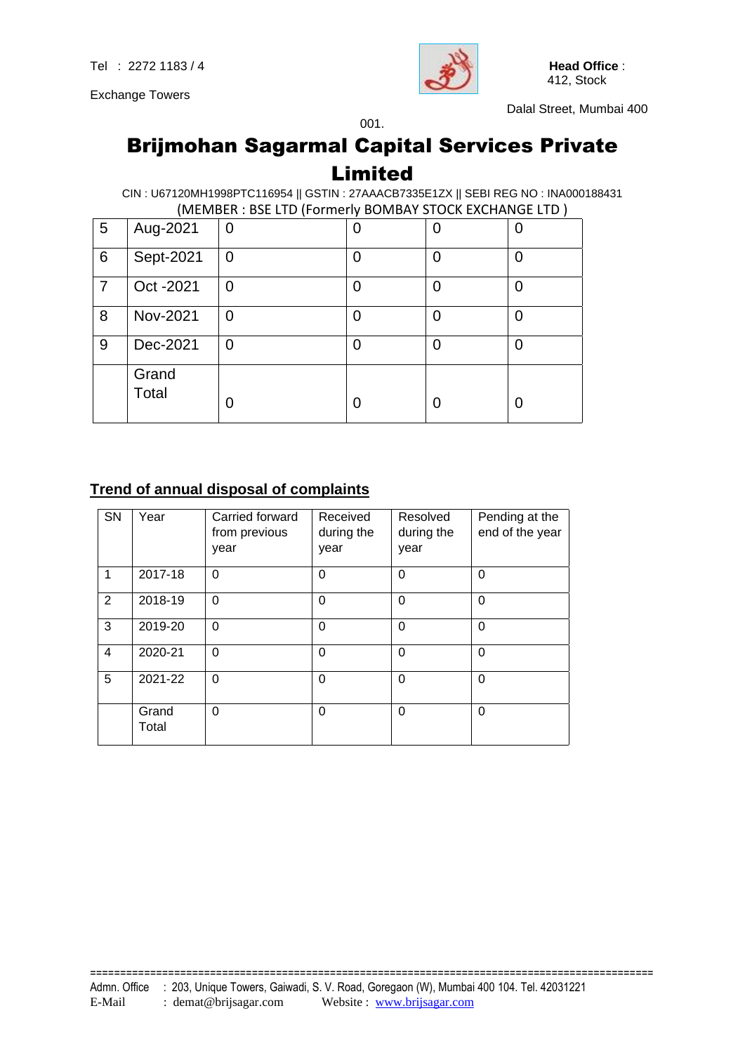Tel : 2272 1183 / 4

Exchange Towers

**Head Office** : 412, Stock

Dalal Street, Mumbai 400 001.

# Brijmohan Sagarmal Capital Services Private Limited

CIN : U67120MH1998PTC116954 || GSTIN : 27AAACB7335E1ZX || SEBI REG NO : INA000188431

(MEMBER : BSE LTD (Formerly BOMBAY STOCK EXCHANGE LTD )

| | | | | | |
|---|---|---|---|---|---|
| 5 | Aug-2021 | 0 | 0 | 0 | 0 |
| 6 | Sept-2021 | 0 | 0 | 0 | 0 |
| 7 | Oct -2021 | 0 | 0 | 0 | 0 |
| 8 | Nov-2021 | 0 | 0 | 0 | 0 |
| 9 | Dec-2021 | 0 | 0 | 0 | 0 |
| | Grand Total | 0 | 0 | 0 | 0 |

## Trend of annual disposal of complaints

| SN | Year | Carried forward from previous year | Received during the year | Resolved during the year | Pending at the end of the year |
|---|---|---|---|---|---|
| 1 | 2017-18 | 0 | 0 | 0 | 0 |
| 2 | 2018-19 | 0 | 0 | 0 | 0 |
| 3 | 2019-20 | 0 | 0 | 0 | 0 |
| 4 | 2020-21 | 0 | 0 | 0 | 0 |
| 5 | 2021-22 | 0 | 0 | 0 | 0 |
| | Grand Total | 0 | 0 | 0 | 0 |

Admn. Office : 203, Unique Towers, Gaiwadi, S. V. Road, Goregaon (W), Mumbai 400 104. Tel. 42031221

E-Mail : demat@brijsagar.com Website : www.brijsagar.com